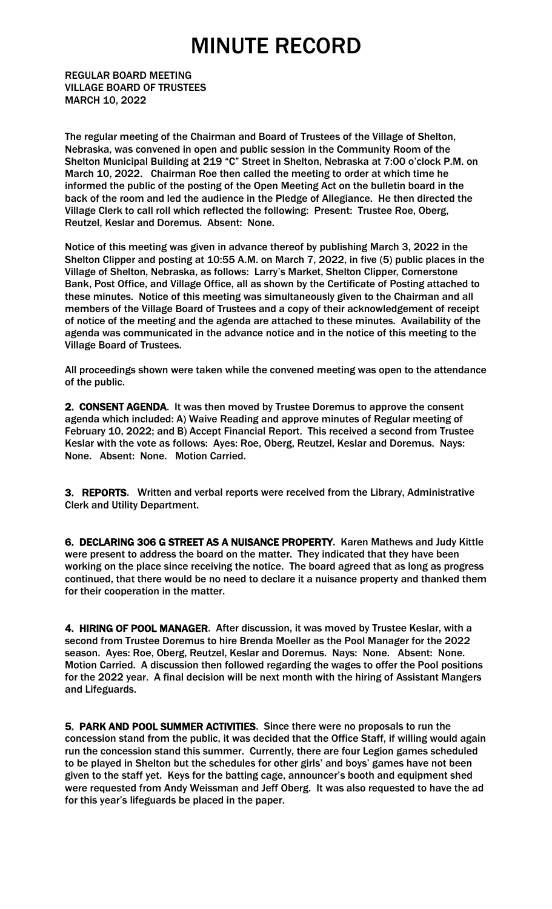# MINUTE RECORD

**REGULAR BOARD MEETING**
**VILLAGE BOARD OF TRUSTEES**
**MARCH 10, 2022**

The regular meeting of the Chairman and Board of Trustees of the Village of Shelton, Nebraska, was convened in open and public session in the Community Room of the Shelton Municipal Building at 219 "C" Street in Shelton, Nebraska at 7:00 o'clock P.M. on March 10, 2022. Chairman Roe then called the meeting to order at which time he informed the public of the posting of the Open Meeting Act on the bulletin board in the back of the room and led the audience in the Pledge of Allegiance. He then directed the Village Clerk to call roll which reflected the following: Present: Trustee Roe, Oberg, Reutzel, Keslar and Doremus. Absent: None.

Notice of this meeting was given in advance thereof by publishing March 3, 2022 in the Shelton Clipper and posting at 10:55 A.M. on March 7, 2022, in five (5) public places in the Village of Shelton, Nebraska, as follows: Larry's Market, Shelton Clipper, Cornerstone Bank, Post Office, and Village Office, all as shown by the Certificate of Posting attached to these minutes. Notice of this meeting was simultaneously given to the Chairman and all members of the Village Board of Trustees and a copy of their acknowledgement of receipt of notice of the meeting and the agenda are attached to these minutes. Availability of the agenda was communicated in the advance notice and in the notice of this meeting to the Village Board of Trustees.

All proceedings shown were taken while the convened meeting was open to the attendance of the public.

**2. CONSENT AGENDA**. It was then moved by Trustee Doremus to approve the consent agenda which included: A) Waive Reading and approve minutes of Regular meeting of February 10, 2022; and B) Accept Financial Report. This received a second from Trustee Keslar with the vote as follows: Ayes: Roe, Oberg, Reutzel, Keslar and Doremus. Nays: None. Absent: None. Motion Carried.

**3. REPORTS**. Written and verbal reports were received from the Library, Administrative Clerk and Utility Department.

**6. DECLARING 306 G STREET AS A NUISANCE PROPERTY**. Karen Mathews and Judy Kittle were present to address the board on the matter. They indicated that they have been working on the place since receiving the notice. The board agreed that as long as progress continued, that there would be no need to declare it a nuisance property and thanked them for their cooperation in the matter.

**4. HIRING OF POOL MANAGER**. After discussion, it was moved by Trustee Keslar, with a second from Trustee Doremus to hire Brenda Moeller as the Pool Manager for the 2022 season. Ayes: Roe, Oberg, Reutzel, Keslar and Doremus. Nays: None. Absent: None. Motion Carried. A discussion then followed regarding the wages to offer the Pool positions for the 2022 year. A final decision will be next month with the hiring of Assistant Mangers and Lifeguards.

**5. PARK AND POOL SUMMER ACTIVITIES**. Since there were no proposals to run the concession stand from the public, it was decided that the Office Staff, if willing would again run the concession stand this summer. Currently, there are four Legion games scheduled to be played in Shelton but the schedules for other girls' and boys' games have not been given to the staff yet. Keys for the batting cage, announcer's booth and equipment shed were requested from Andy Weissman and Jeff Oberg. It was also requested to have the ad for this year's lifeguards be placed in the paper.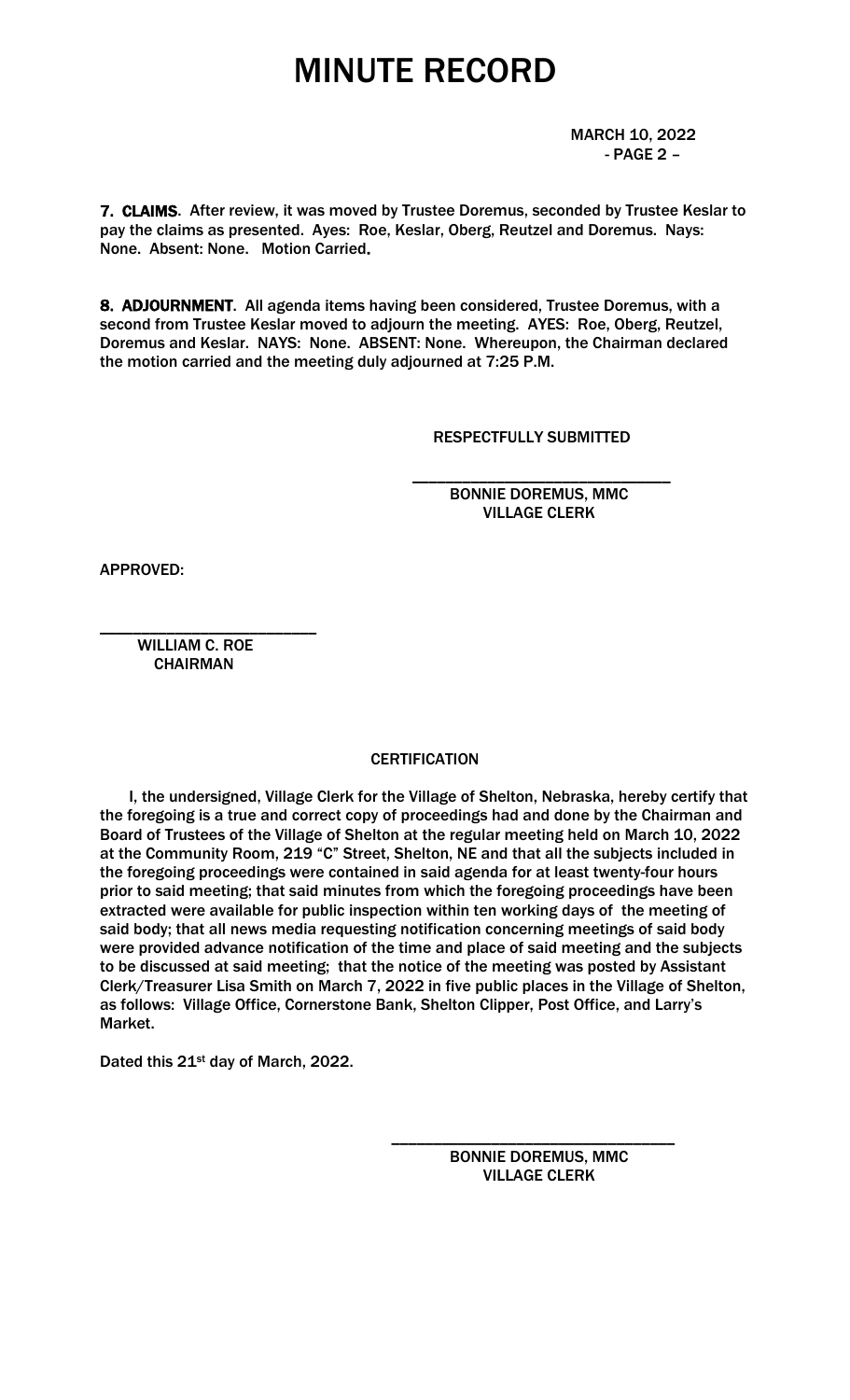# MINUTE RECORD

MARCH 10, 2022
- PAGE 2 –

**7. CLAIMS**. After review, it was moved by Trustee Doremus, seconded by Trustee Keslar to pay the claims as presented. Ayes: Roe, Keslar, Oberg, Reutzel and Doremus. Nays: None. Absent: None. Motion Carried.

**8. ADJOURNMENT**. All agenda items having been considered, Trustee Doremus, with a second from Trustee Keslar moved to adjourn the meeting. AYES: Roe, Oberg, Reutzel, Doremus and Keslar. NAYS: None. ABSENT: None. Whereupon, the Chairman declared the motion carried and the meeting duly adjourned at 7:25 P.M.

RESPECTFULLY SUBMITTED

\_\_\_\_\_\_\_\_\_\_\_\_\_\_\_\_\_\_\_\_\_\_\_\_\_\_\_\_\_\_
BONNIE DOREMUS, MMC
VILLAGE CLERK

APPROVED:

\_\_\_\_\_\_\_\_\_\_\_\_\_\_\_\_\_\_\_\_\_\_\_\_\_\_
WILLIAM C. ROE
CHAIRMAN

CERTIFICATION

I, the undersigned, Village Clerk for the Village of Shelton, Nebraska, hereby certify that the foregoing is a true and correct copy of proceedings had and done by the Chairman and Board of Trustees of the Village of Shelton at the regular meeting held on March 10, 2022 at the Community Room, 219 "C" Street, Shelton, NE and that all the subjects included in the foregoing proceedings were contained in said agenda for at least twenty-four hours prior to said meeting; that said minutes from which the foregoing proceedings have been extracted were available for public inspection within ten working days of the meeting of said body; that all news media requesting notification concerning meetings of said body were provided advance notification of the time and place of said meeting and the subjects to be discussed at said meeting; that the notice of the meeting was posted by Assistant Clerk/Treasurer Lisa Smith on March 7, 2022 in five public places in the Village of Shelton, as follows: Village Office, Cornerstone Bank, Shelton Clipper, Post Office, and Larry's Market.

Dated this 21st day of March, 2022.

\_\_\_\_\_\_\_\_\_\_\_\_\_\_\_\_\_\_\_\_\_\_\_\_\_\_\_\_\_\_\_\_
BONNIE DOREMUS, MMC
VILLAGE CLERK